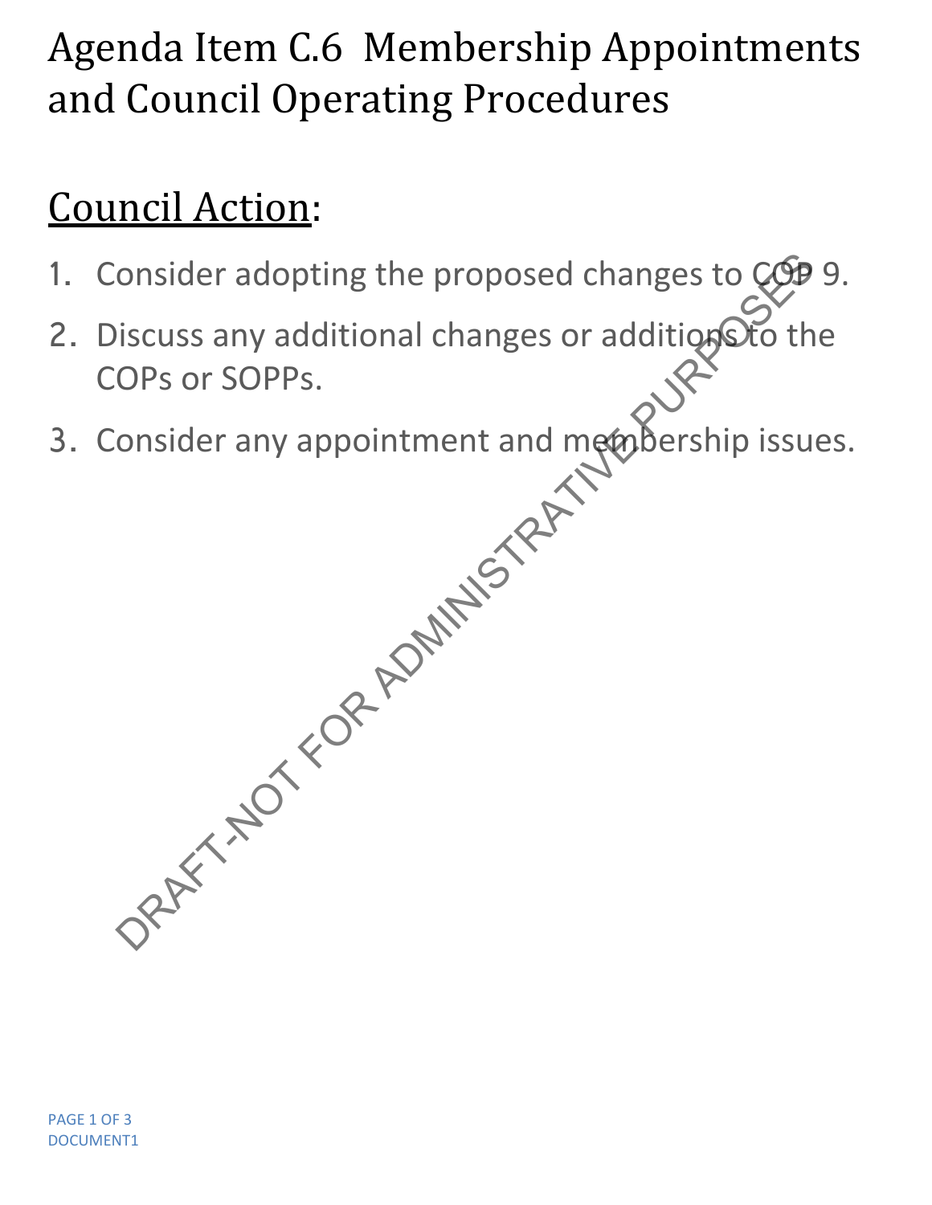# Agenda Item C.6 Membership Appointments and Council Operating Procedures

## Council Action:

1. Consider adopting the proposed changes to COP 9.
2. Discuss any additional changes or additions to the COPs or SOPPs.
3. Consider any appointment and membership issues.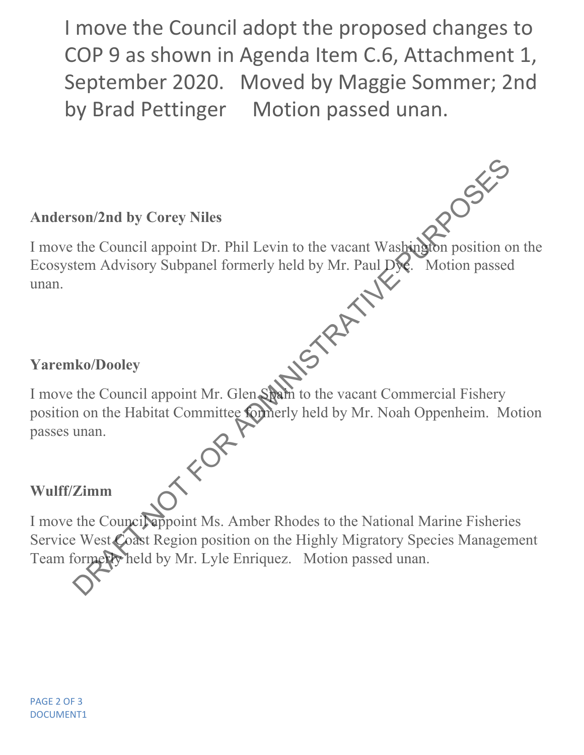I move the Council adopt the proposed changes to COP 9 as shown in Agenda Item C.6, Attachment 1, September 2020. Moved by Maggie Sommer; 2nd by Brad Pettinger Motion passed unan.

**Anderson/2nd by Corey Niles**

I move the Council appoint Dr. Phil Levin to the vacant Washington position on the Ecosystem Advisory Subpanel formerly held by Mr. Paul Dye. Motion passed unan.

**Yaremko/Dooley**

I move the Council appoint Mr. Glen Spain to the vacant Commercial Fishery position on the Habitat Committee formerly held by Mr. Noah Oppenheim. Motion passes unan.

**Wulff/Zimm**

I move the Council appoint Ms. Amber Rhodes to the National Marine Fisheries Service West Coast Region position on the Highly Migratory Species Management Team formerly held by Mr. Lyle Enriquez. Motion passed unan.

DRAFT-NOT FOR ADMINISTRATIVE PURPOSES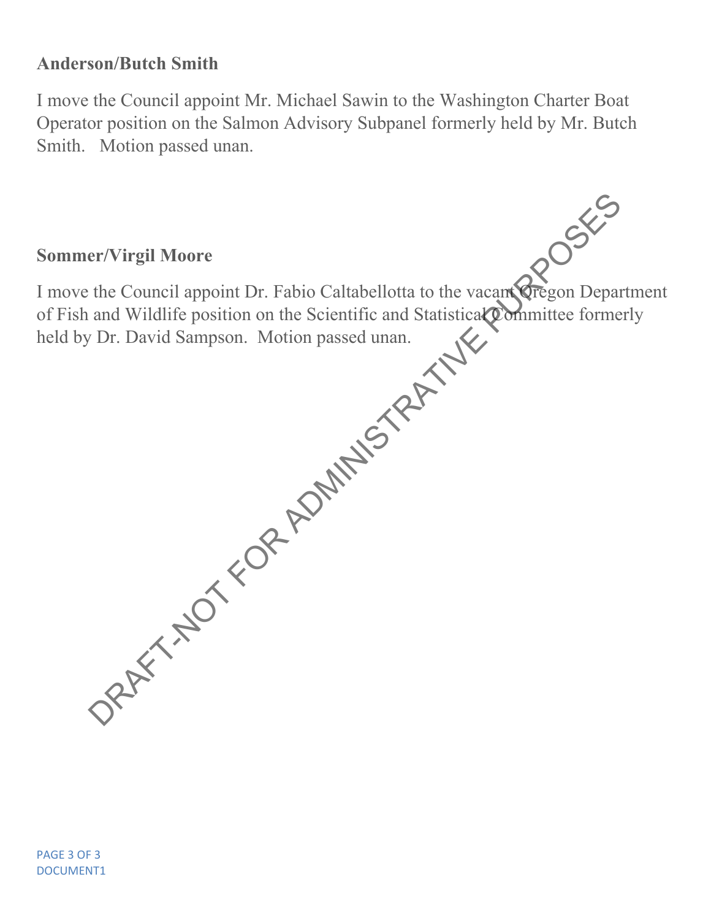**Anderson/Butch Smith**

I move the Council appoint Mr. Michael Sawin to the Washington Charter Boat Operator position on the Salmon Advisory Subpanel formerly held by Mr. Butch Smith. Motion passed unan.

**Sommer/Virgil Moore**

I move the Council appoint Dr. Fabio Caltabellotta to the vacant Oregon Department of Fish and Wildlife position on the Scientific and Statistical Committee formerly held by Dr. David Sampson. Motion passed unan.

DRAFT-NOT FOR ADMINISTRATIVE PURPOSES